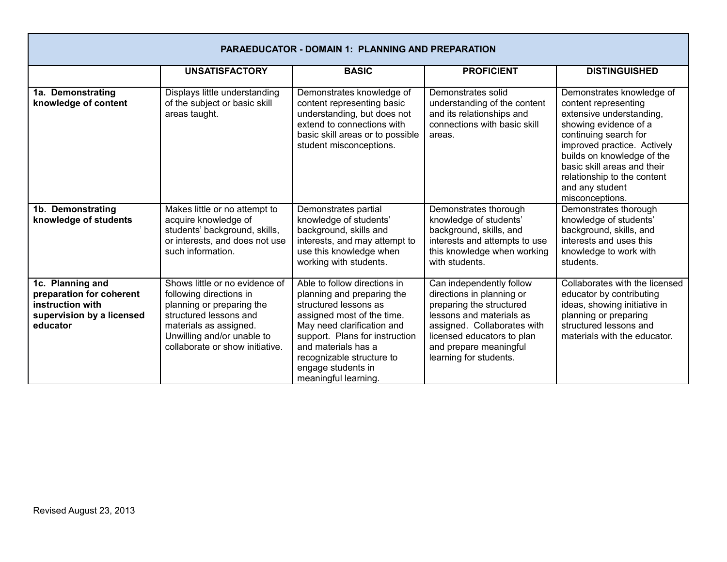| PARAEDUCATOR - DOMAIN 1: PLANNING AND PREPARATION | | | | |
|---|---|---|---|---|
| | **UNSATISFACTORY** | **BASIC** | **PROFICIENT** | **DISTINGUISHED** |
| **1a. Demonstrating knowledge of content** | Displays little understanding of the subject or basic skill areas taught. | Demonstrates knowledge of content representing basic understanding, but does not extend to connections with basic skill areas or to possible student misconceptions. | Demonstrates solid understanding of the content and its relationships and connections with basic skill areas. | Demonstrates knowledge of content representing extensive understanding, showing evidence of a continuing search for improved practice. Actively builds on knowledge of the basic skill areas and their relationship to the content and any student misconceptions. |
| **1b. Demonstrating knowledge of students** | Makes little or no attempt to acquire knowledge of students' background, skills, or interests, and does not use such information. | Demonstrates partial knowledge of students' background, skills and interests, and may attempt to use this knowledge when working with students. | Demonstrates thorough knowledge of students' background, skills, and interests and attempts to use this knowledge when working with students. | Demonstrates thorough knowledge of students' background, skills, and interests and uses this knowledge to work with students. |
| **1c. Planning and preparation for coherent instruction with supervision by a licensed educator** | Shows little or no evidence of following directions in planning or preparing the structured lessons and materials as assigned. Unwilling and/or unable to collaborate or show initiative. | Able to follow directions in planning and preparing the structured lessons as assigned most of the time. May need clarification and support. Plans for instruction and materials has a recognizable structure to engage students in meaningful learning. | Can independently follow directions in planning or preparing the structured lessons and materials as assigned. Collaborates with licensed educators to plan and prepare meaningful learning for students. | Collaborates with the licensed educator by contributing ideas, showing initiative in planning or preparing structured lessons and materials with the educator. |

Revised August 23, 2013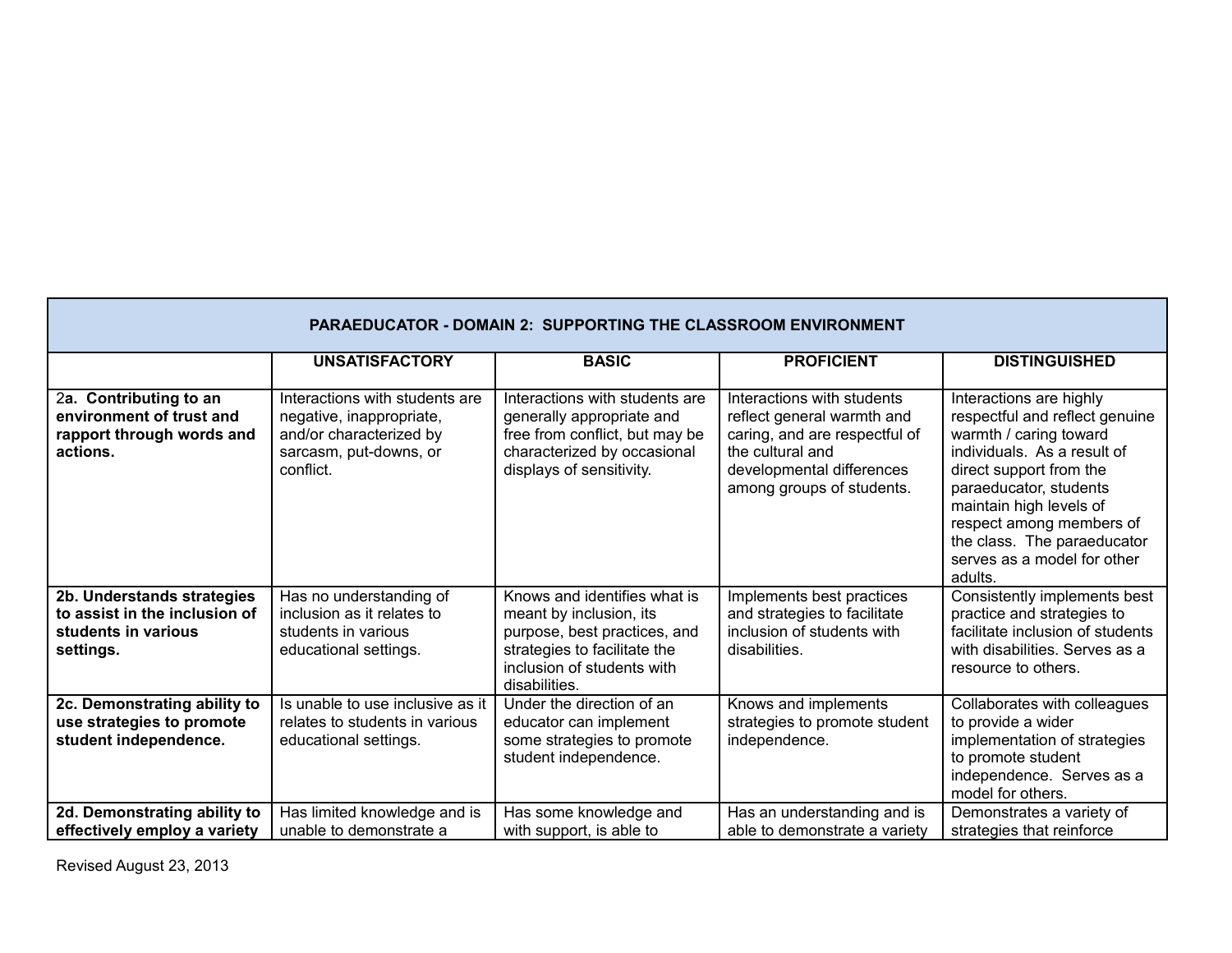| PARAEDUCATOR - DOMAIN 2: SUPPORTING THE CLASSROOM ENVIRONMENT | | | | |
|---|---|---|---|---|
| | **UNSATISFACTORY** | **BASIC** | **PROFICIENT** | **DISTINGUISHED** |
| 2**a. Contributing to an environment of trust and rapport through words and actions.** | Interactions with students are negative, inappropriate, and/or characterized by sarcasm, put-downs, or conflict. | Interactions with students are generally appropriate and free from conflict, but may be characterized by occasional displays of sensitivity. | Interactions with students reflect general warmth and caring, and are respectful of the cultural and developmental differences among groups of students. | Interactions are highly respectful and reflect genuine warmth / caring toward individuals. As a result of direct support from the paraeducator, students maintain high levels of respect among members of the class. The paraeducator serves as a model for other adults. |
| **2b. Understands strategies to assist in the inclusion of students in various settings.** | Has no understanding of inclusion as it relates to students in various educational settings. | Knows and identifies what is meant by inclusion, its purpose, best practices, and strategies to facilitate the inclusion of students with disabilities. | Implements best practices and strategies to facilitate inclusion of students with disabilities. | Consistently implements best practice and strategies to facilitate inclusion of students with disabilities. Serves as a resource to others. |
| **2c. Demonstrating ability to use strategies to promote student independence.** | Is unable to use inclusive as it relates to students in various educational settings. | Under the direction of an educator can implement some strategies to promote student independence. | Knows and implements strategies to promote student independence. | Collaborates with colleagues to provide a wider implementation of strategies to promote student independence. Serves as a model for others. |
| **2d. Demonstrating ability to effectively employ a variety** | Has limited knowledge and is unable to demonstrate a | Has some knowledge and with support, is able to | Has an understanding and is able to demonstrate a variety | Demonstrates a variety of strategies that reinforce |

Revised August 23, 2013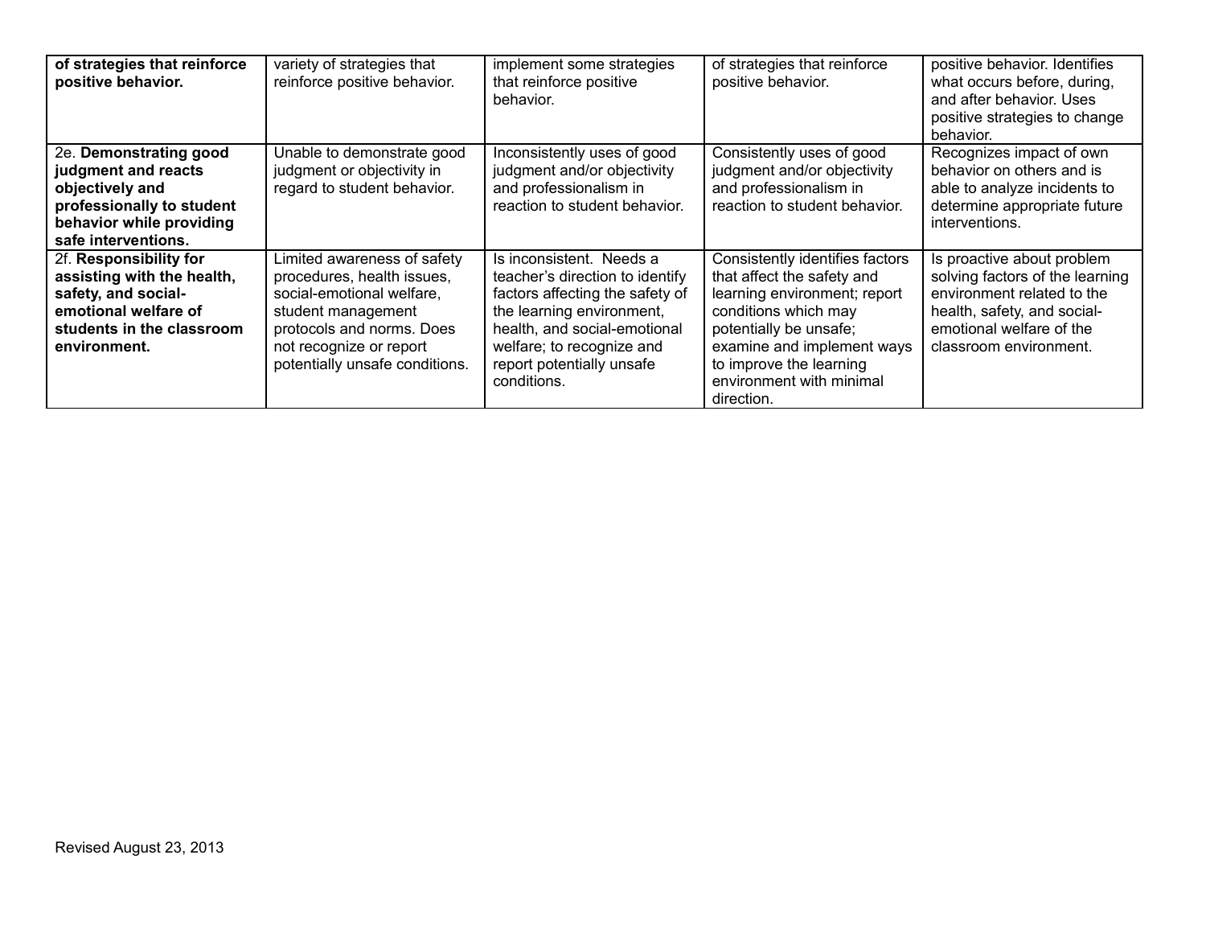| | | | | |
|---|---|---|---|---|
| **of strategies that reinforce positive behavior.** | variety of strategies that reinforce positive behavior. | implement some strategies that reinforce positive behavior. | of strategies that reinforce positive behavior. | positive behavior. Identifies what occurs before, during, and after behavior. Uses positive strategies to change behavior. |
| 2e. **Demonstrating good judgment and reacts objectively and professionally to student behavior while providing safe interventions.** | Unable to demonstrate good judgment or objectivity in regard to student behavior. | Inconsistently uses of good judgment and/or objectivity and professionalism in reaction to student behavior. | Consistently uses of good judgment and/or objectivity and professionalism in reaction to student behavior. | Recognizes impact of own behavior on others and is able to analyze incidents to determine appropriate future interventions. |
| 2f. **Responsibility for assisting with the health, safety, and social-emotional welfare of students in the classroom environment.** | Limited awareness of safety procedures, health issues, social-emotional welfare, student management protocols and norms. Does not recognize or report potentially unsafe conditions. | Is inconsistent. Needs a teacher's direction to identify factors affecting the safety of the learning environment, health, and social-emotional welfare; to recognize and report potentially unsafe conditions. | Consistently identifies factors that affect the safety and learning environment; report conditions which may potentially be unsafe; examine and implement ways to improve the learning environment with minimal direction. | Is proactive about problem solving factors of the learning environment related to the health, safety, and social-emotional welfare of the classroom environment. |

Revised August 23, 2013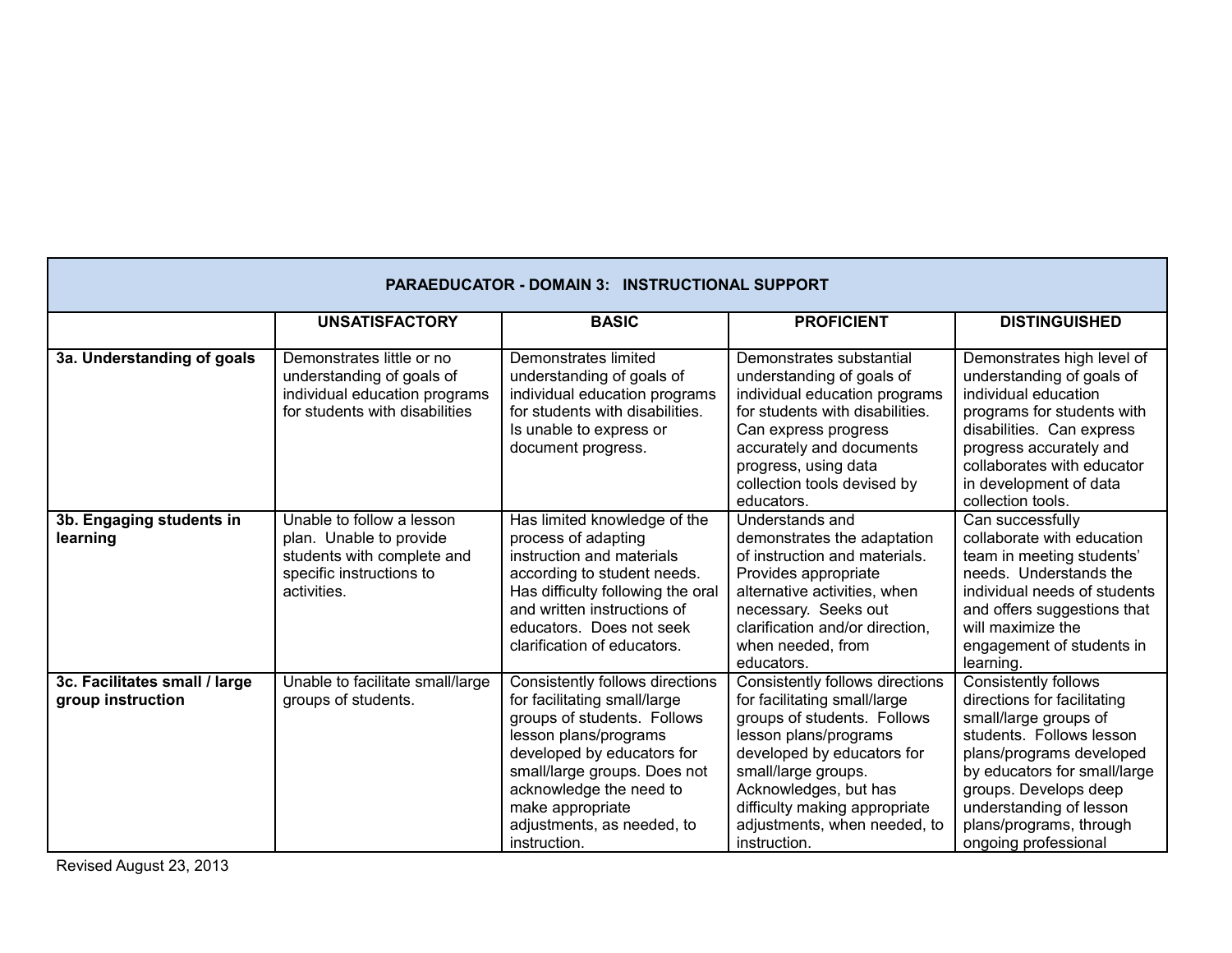| PARAEDUCATOR - DOMAIN 3: INSTRUCTIONAL SUPPORT | | | | |
|---|---|---|---|---|
| | **UNSATISFACTORY** | **BASIC** | **PROFICIENT** | **DISTINGUISHED** |
| **3a. Understanding of goals** | Demonstrates little or no understanding of goals of individual education programs for students with disabilities | Demonstrates limited understanding of goals of individual education programs for students with disabilities. Is unable to express or document progress. | Demonstrates substantial understanding of goals of individual education programs for students with disabilities. Can express progress accurately and documents progress, using data collection tools devised by educators. | Demonstrates high level of understanding of goals of individual education programs for students with disabilities. Can express progress accurately and collaborates with educator in development of data collection tools. |
| **3b. Engaging students in learning** | Unable to follow a lesson plan. Unable to provide students with complete and specific instructions to activities. | Has limited knowledge of the process of adapting instruction and materials according to student needs. Has difficulty following the oral and written instructions of educators. Does not seek clarification of educators. | Understands and demonstrates the adaptation of instruction and materials. Provides appropriate alternative activities, when necessary. Seeks out clarification and/or direction, when needed, from educators. | Can successfully collaborate with education team in meeting students' needs. Understands the individual needs of students and offers suggestions that will maximize the engagement of students in learning. |
| **3c. Facilitates small / large group instruction** | Unable to facilitate small/large groups of students. | Consistently follows directions for facilitating small/large groups of students. Follows lesson plans/programs developed by educators for small/large groups. Does not acknowledge the need to make appropriate adjustments, as needed, to instruction. | Consistently follows directions for facilitating small/large groups of students. Follows lesson plans/programs developed by educators for small/large groups. Acknowledges, but has difficulty making appropriate adjustments, when needed, to instruction. | Consistently follows directions for facilitating small/large groups of students. Follows lesson plans/programs developed by educators for small/large groups. Develops deep understanding of lesson plans/programs, through ongoing professional |

Revised August 23, 2013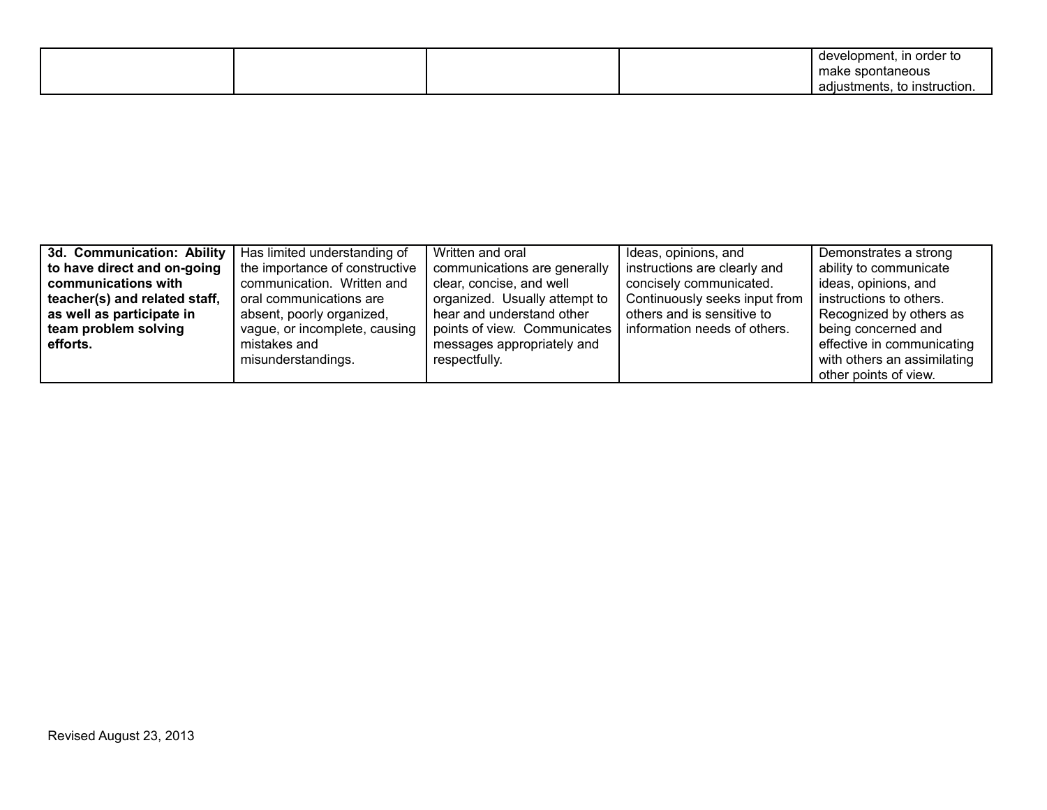| | | | | |
|---|---|---|---|---|
| | | | | development, in order to make spontaneous adjustments, to instruction. |

| | | | | |
|---|---|---|---|---|
| **3d. Communication: Ability to have direct and on-going communications with teacher(s) and related staff, as well as participate in team problem solving efforts.** | Has limited understanding of the importance of constructive communication. Written and oral communications are absent, poorly organized, vague, or incomplete, causing mistakes and misunderstandings. | Written and oral communications are generally clear, concise, and well organized. Usually attempt to hear and understand other points of view. Communicates messages appropriately and respectfully. | Ideas, opinions, and instructions are clearly and concisely communicated. Continuously seeks input from others and is sensitive to information needs of others. | Demonstrates a strong ability to communicate ideas, opinions, and instructions to others. Recognized by others as being concerned and effective in communicating with others an assimilating other points of view. |

Revised August 23, 2013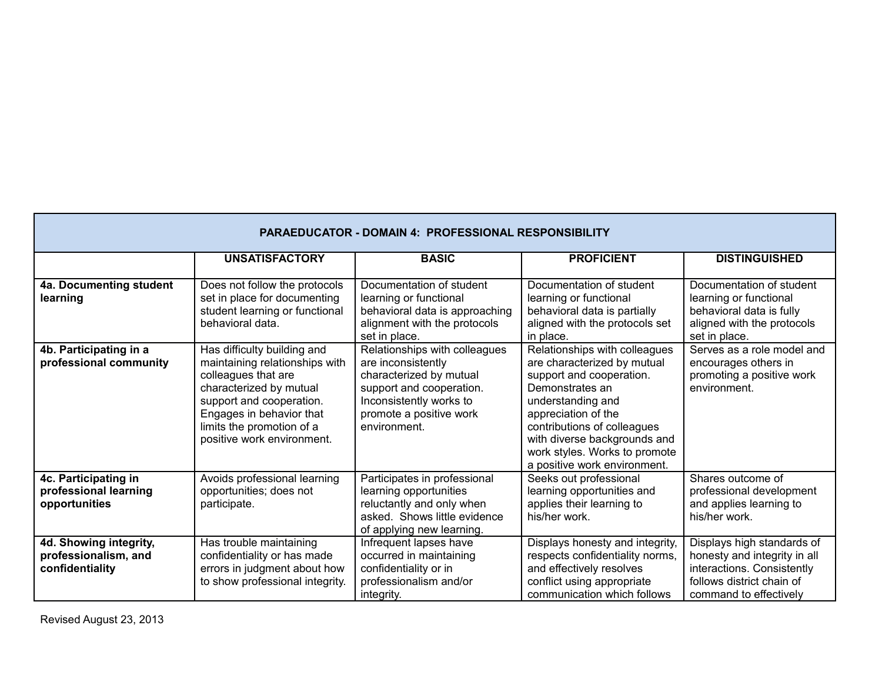| PARAEDUCATOR - DOMAIN 4: PROFESSIONAL RESPONSIBILITY | | | | |
|---|---|---|---|---|
| | **UNSATISFACTORY** | **BASIC** | **PROFICIENT** | **DISTINGUISHED** |
| **4a. Documenting student learning** | Does not follow the protocols set in place for documenting student learning or functional behavioral data. | Documentation of student learning or functional behavioral data is approaching alignment with the protocols set in place. | Documentation of student learning or functional behavioral data is partially aligned with the protocols set in place. | Documentation of student learning or functional behavioral data is fully aligned with the protocols set in place. |
| **4b. Participating in a professional community** | Has difficulty building and maintaining relationships with colleagues that are characterized by mutual support and cooperation. Engages in behavior that limits the promotion of a positive work environment. | Relationships with colleagues are inconsistently characterized by mutual support and cooperation. Inconsistently works to promote a positive work environment. | Relationships with colleagues are characterized by mutual support and cooperation. Demonstrates an understanding and appreciation of the contributions of colleagues with diverse backgrounds and work styles. Works to promote a positive work environment. | Serves as a role model and encourages others in promoting a positive work environment. |
| **4c. Participating in professional learning opportunities** | Avoids professional learning opportunities; does not participate. | Participates in professional learning opportunities reluctantly and only when asked. Shows little evidence of applying new learning. | Seeks out professional learning opportunities and applies their learning to his/her work. | Shares outcome of professional development and applies learning to his/her work. |
| **4d. Showing integrity, professionalism, and confidentiality** | Has trouble maintaining confidentiality or has made errors in judgment about how to show professional integrity. | Infrequent lapses have occurred in maintaining confidentiality or in professionalism and/or integrity. | Displays honesty and integrity, respects confidentiality norms, and effectively resolves conflict using appropriate communication which follows | Displays high standards of honesty and integrity in all interactions. Consistently follows district chain of command to effectively |

Revised August 23, 2013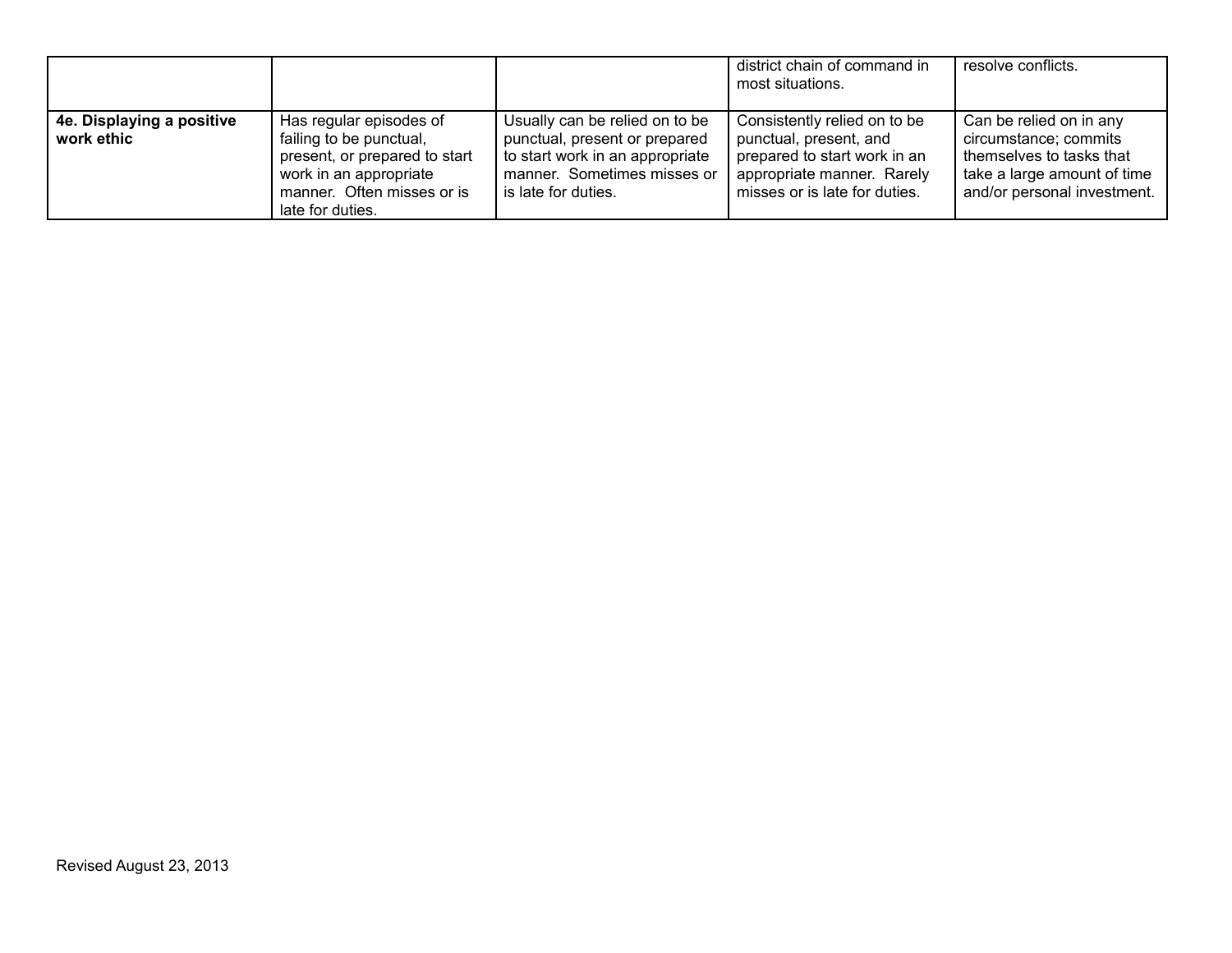| | | | | |
|---|---|---|---|---|
| | | | district chain of command in most situations. | resolve conflicts. |
| **4e. Displaying a positive work ethic** | Has regular episodes of failing to be punctual, present, or prepared to start work in an appropriate manner. Often misses or is late for duties. | Usually can be relied on to be punctual, present or prepared to start work in an appropriate manner. Sometimes misses or is late for duties. | Consistently relied on to be punctual, present, and prepared to start work in an appropriate manner. Rarely misses or is late for duties. | Can be relied on in any circumstance; commits themselves to tasks that take a large amount of time and/or personal investment. |

Revised August 23, 2013